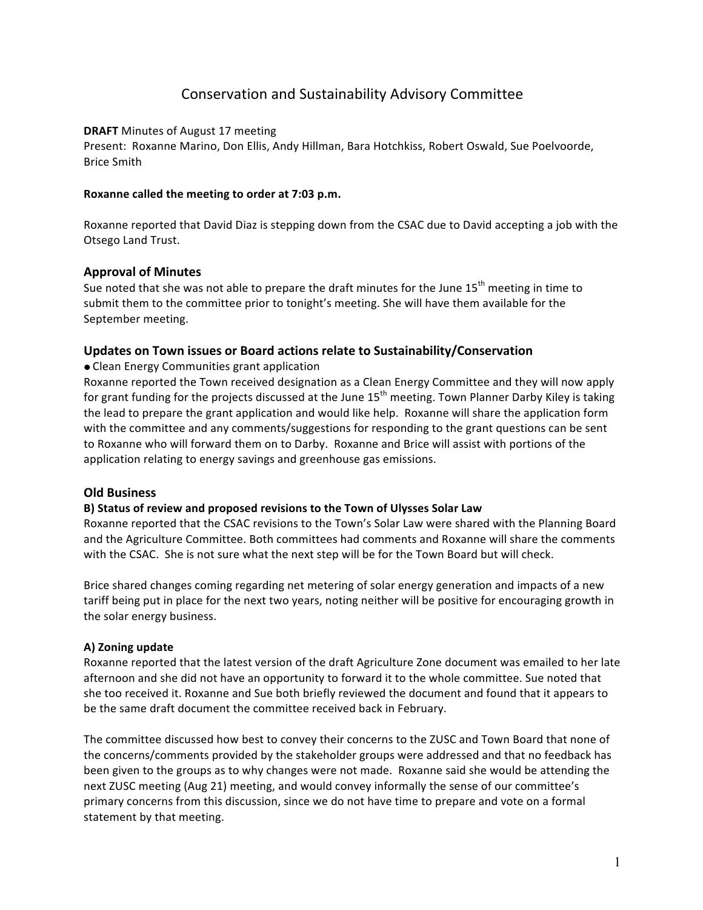# Conservation and Sustainability Advisory Committee

**DRAFT** Minutes of August 17 meeting

Present: Roxanne Marino, Don Ellis, Andy Hillman, Bara Hotchkiss, Robert Oswald, Sue Poelvoorde, Brice Smith

**Roxanne called the meeting to order at 7:03 p.m.**

Roxanne reported that David Diaz is stepping down from the CSAC due to David accepting a job with the Otsego Land Trust.

## Approval of Minutes

Sue noted that she was not able to prepare the draft minutes for the June 15th meeting in time to submit them to the committee prior to tonight's meeting. She will have them available for the September meeting.

## Updates on Town issues or Board actions relate to Sustainability/Conservation

- Clean Energy Communities grant application

Roxanne reported the Town received designation as a Clean Energy Committee and they will now apply for grant funding for the projects discussed at the June 15th meeting. Town Planner Darby Kiley is taking the lead to prepare the grant application and would like help. Roxanne will share the application form with the committee and any comments/suggestions for responding to the grant questions can be sent to Roxanne who will forward them on to Darby. Roxanne and Brice will assist with portions of the application relating to energy savings and greenhouse gas emissions.

## Old Business

**B) Status of review and proposed revisions to the Town of Ulysses Solar Law**

Roxanne reported that the CSAC revisions to the Town's Solar Law were shared with the Planning Board and the Agriculture Committee. Both committees had comments and Roxanne will share the comments with the CSAC. She is not sure what the next step will be for the Town Board but will check.

Brice shared changes coming regarding net metering of solar energy generation and impacts of a new tariff being put in place for the next two years, noting neither will be positive for encouraging growth in the solar energy business.

**A) Zoning update**

Roxanne reported that the latest version of the draft Agriculture Zone document was emailed to her late afternoon and she did not have an opportunity to forward it to the whole committee. Sue noted that she too received it. Roxanne and Sue both briefly reviewed the document and found that it appears to be the same draft document the committee received back in February.

The committee discussed how best to convey their concerns to the ZUSC and Town Board that none of the concerns/comments provided by the stakeholder groups were addressed and that no feedback has been given to the groups as to why changes were not made. Roxanne said she would be attending the next ZUSC meeting (Aug 21) meeting, and would convey informally the sense of our committee's primary concerns from this discussion, since we do not have time to prepare and vote on a formal statement by that meeting.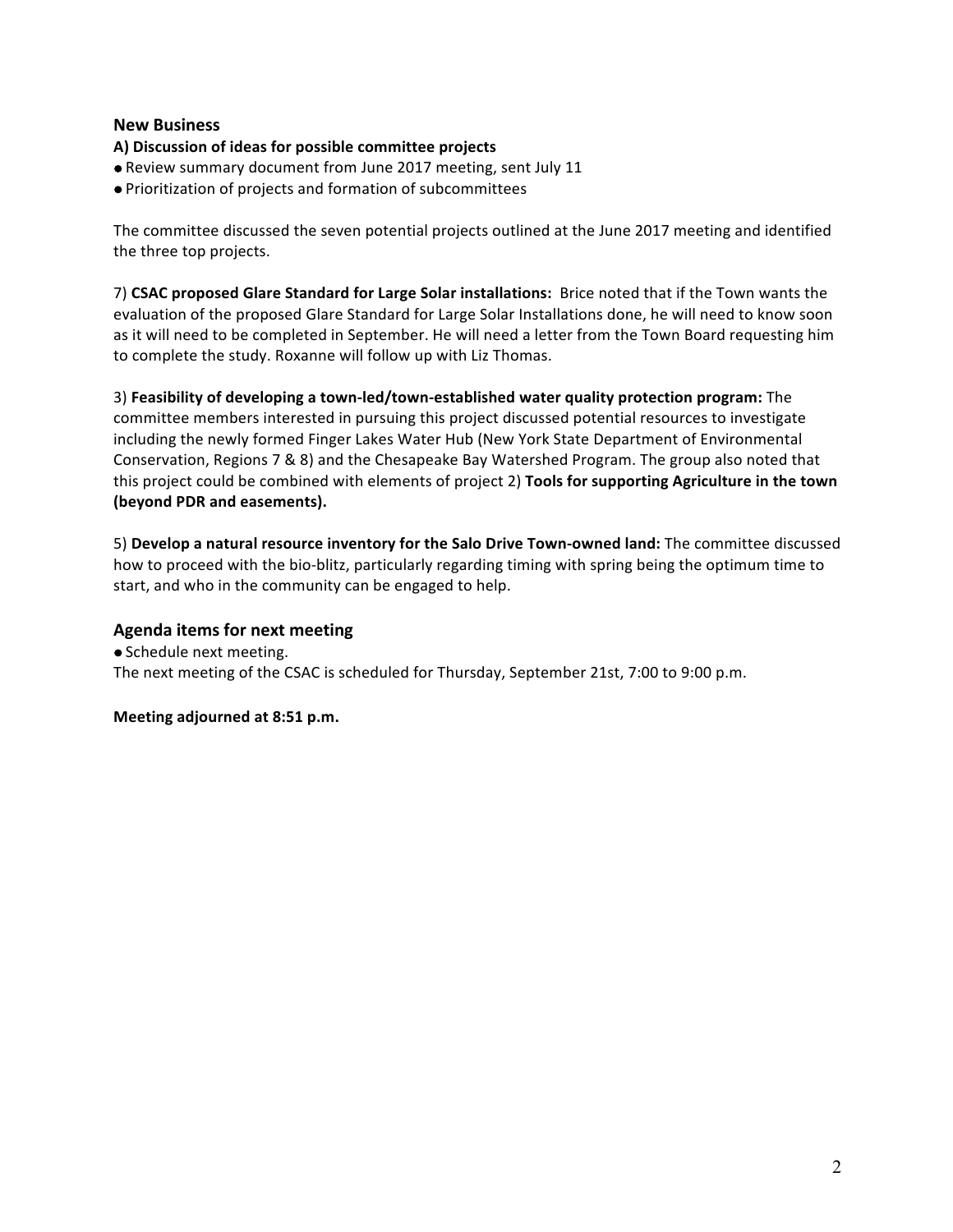## New Business

**A) Discussion of ideas for possible committee projects**

- Review summary document from June 2017 meeting, sent July 11
- Prioritization of projects and formation of subcommittees

The committee discussed the seven potential projects outlined at the June 2017 meeting and identified the three top projects.

7) **CSAC proposed Glare Standard for Large Solar installations:** Brice noted that if the Town wants the evaluation of the proposed Glare Standard for Large Solar Installations done, he will need to know soon as it will need to be completed in September. He will need a letter from the Town Board requesting him to complete the study. Roxanne will follow up with Liz Thomas.

3) **Feasibility of developing a town-led/town-established water quality protection program:** The committee members interested in pursuing this project discussed potential resources to investigate including the newly formed Finger Lakes Water Hub (New York State Department of Environmental Conservation, Regions 7 & 8) and the Chesapeake Bay Watershed Program. The group also noted that this project could be combined with elements of project 2) **Tools for supporting Agriculture in the town (beyond PDR and easements).**

5) **Develop a natural resource inventory for the Salo Drive Town-owned land:** The committee discussed how to proceed with the bio-blitz, particularly regarding timing with spring being the optimum time to start, and who in the community can be engaged to help.

## Agenda items for next meeting

- Schedule next meeting.

The next meeting of the CSAC is scheduled for Thursday, September 21st, 7:00 to 9:00 p.m.

**Meeting adjourned at 8:51 p.m.**